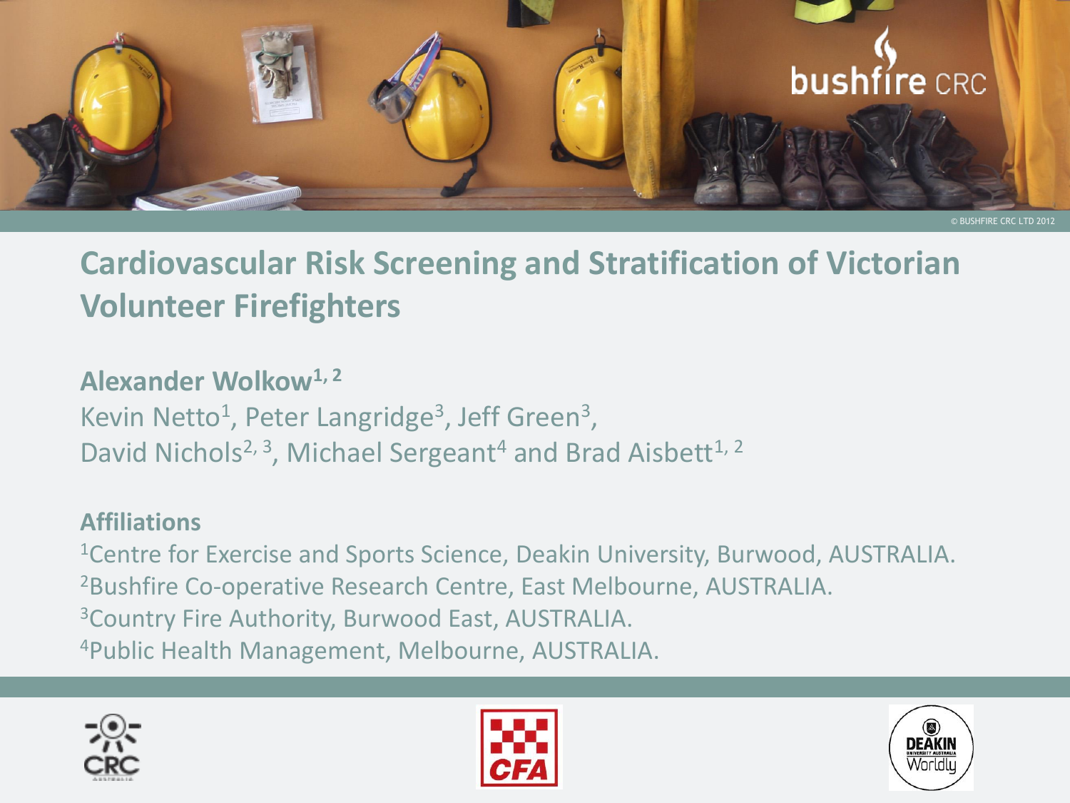# Cardiovascular Risk Screening and Stratification of Victorian Volunteer Firefighters

**Alexander Wolkow**[1, 2]

Kevin Netto[1], Peter Langridge[3], Jeff Green[3], David Nichols[2, 3], Michael Sergeant[4] and Brad Aisbett[1, 2]

## Affiliations

[1]Centre for Exercise and Sports Science, Deakin University, Burwood, AUSTRALIA.

[2]Bushfire Co-operative Research Centre, East Melbourne, AUSTRALIA.

[3]Country Fire Authority, Burwood East, AUSTRALIA.

[4]Public Health Management, Melbourne, AUSTRALIA.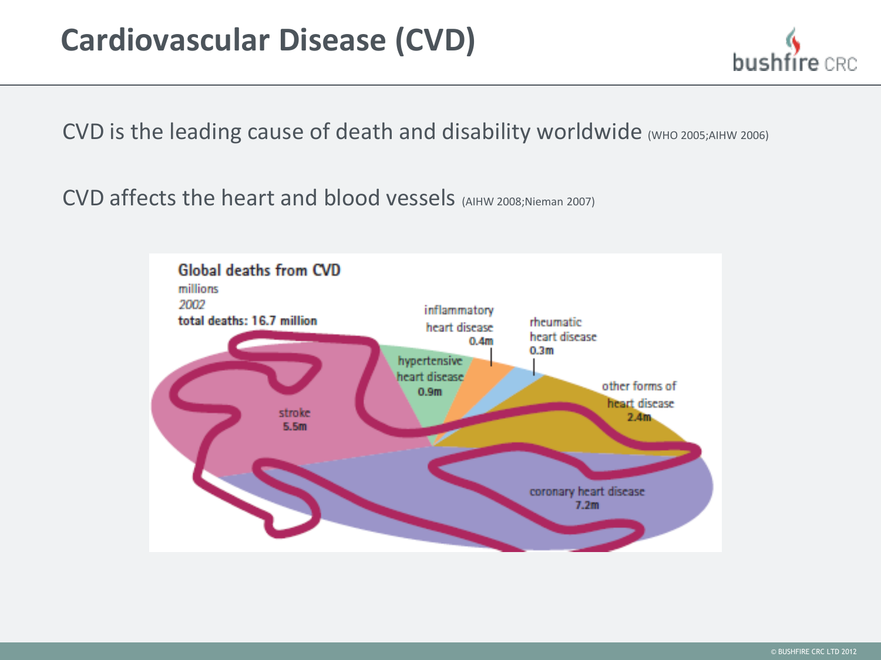# Cardiovascular Disease (CVD)

CVD is the leading cause of death and disability worldwide (WHO 2005;AIHW 2006)

CVD affects the heart and blood vessels (AIHW 2008;Nieman 2007)

**Global deaths from CVD**

millions

*2002*

**total deaths: 16.7 million**

| Cause | Deaths |
|---|---|
| coronary heart disease | 7.2m |
| stroke | 5.5m |
| other forms of heart disease | 2.4m |
| hypertensive heart disease | 0.9m |
| inflammatory heart disease | 0.4m |
| rheumatic heart disease | 0.3m |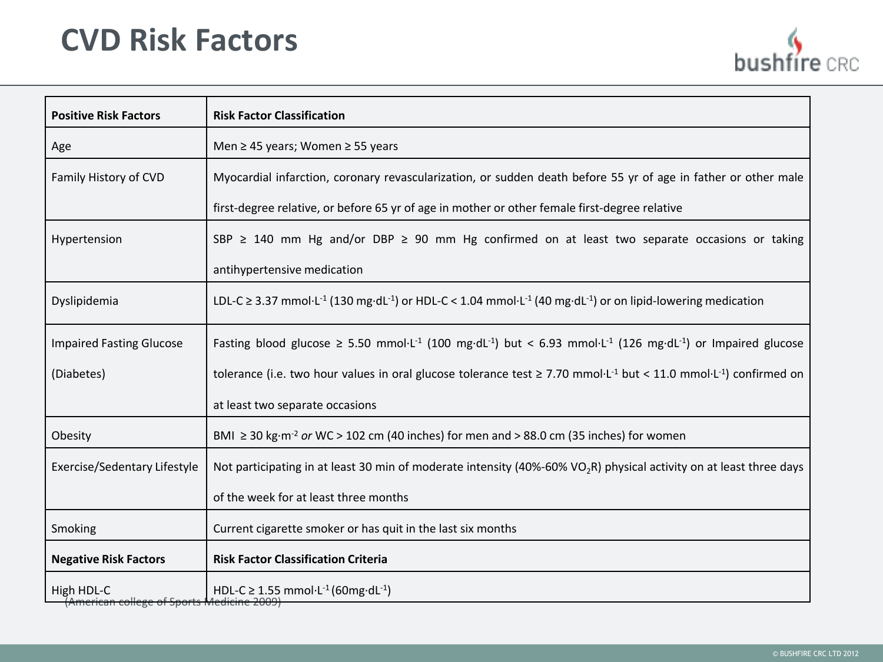# CVD Risk Factors

| **Positive Risk Factors** | **Risk Factor Classification** |
|---|---|
| Age | Men ≥ 45 years; Women ≥ 55 years |
| Family History of CVD | Myocardial infarction, coronary revascularization, or sudden death before 55 yr of age in father or other male first-degree relative, or before 65 yr of age in mother or other female first-degree relative |
| Hypertension | SBP ≥ 140 mm Hg and/or DBP ≥ 90 mm Hg confirmed on at least two separate occasions or taking antihypertensive medication |
| Dyslipidemia | LDL-C ≥ 3.37 $mmol \cdot L^{-1}$ (130 $mg \cdot dL^{-1}$) or HDL-C < 1.04 $mmol \cdot L^{-1}$ (40 $mg \cdot dL^{-1}$) or on lipid-lowering medication |
| Impaired Fasting Glucose (Diabetes) | Fasting blood glucose ≥ 5.50 $mmol \cdot L^{-1}$ (100 $mg \cdot dL^{-1}$) but < 6.93 $mmol \cdot L^{-1}$ (126 $mg \cdot dL^{-1}$) or Impaired glucose tolerance (i.e. two hour values in oral glucose tolerance test ≥ 7.70 $mmol \cdot L^{-1}$ but < 11.0 $mmol \cdot L^{-1}$) confirmed on at least two separate occasions |
| Obesity | BMI ≥ 30 $kg \cdot m^{-2}$ *or* WC > 102 cm (40 inches) for men and > 88.0 cm (35 inches) for women |
| Exercise/Sedentary Lifestyle | Not participating in at least 30 min of moderate intensity (40%-60% $VO_2R$) physical activity on at least three days of the week for at least three months |
| Smoking | Current cigarette smoker or has quit in the last six months |
| **Negative Risk Factors** | **Risk Factor Classification Criteria** |
| High HDL-C | HDL-C ≥ 1.55 $mmol \cdot L^{-1}$ (60 $mg \cdot dL^{-1}$) |

(American college of Sports Medicine 2009)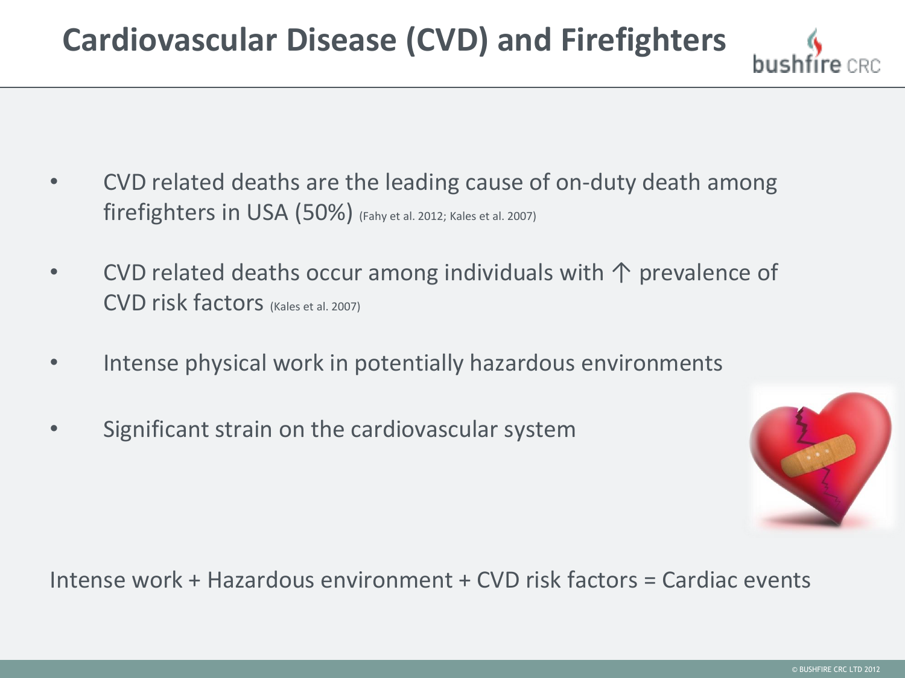# Cardiovascular Disease (CVD) and Firefighters

- CVD related deaths are the leading cause of on-duty death among firefighters in USA (50%) (Fahy et al. 2012; Kales et al. 2007)
- CVD related deaths occur among individuals with ↑ prevalence of CVD risk factors (Kales et al. 2007)
- Intense physical work in potentially hazardous environments
- Significant strain on the cardiovascular system

Intense work + Hazardous environment + CVD risk factors = Cardiac events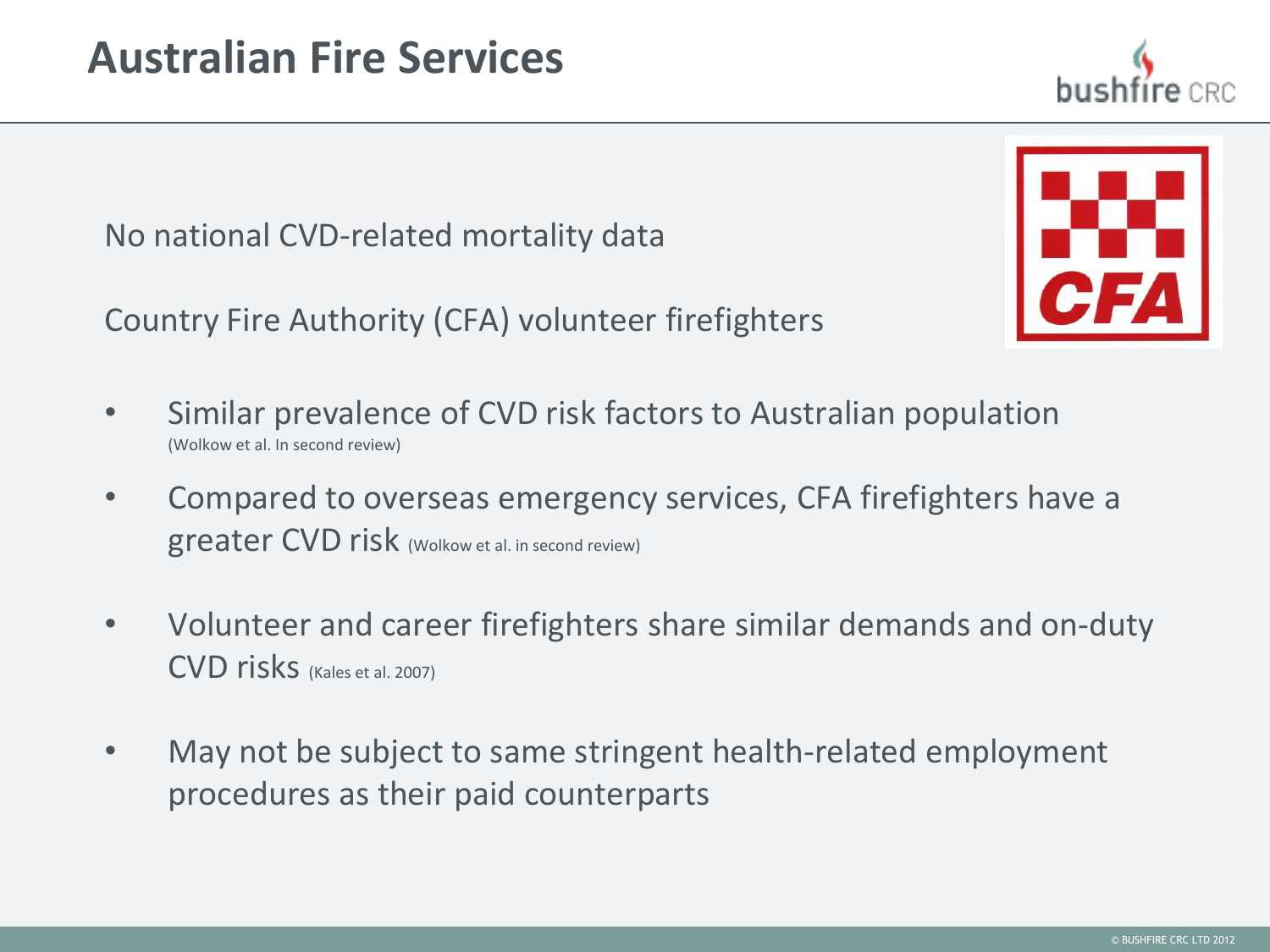# Australian Fire Services

No national CVD-related mortality data

Country Fire Authority (CFA) volunteer firefighters

- Similar prevalence of CVD risk factors to Australian population (Wolkow et al. In second review)
- Compared to overseas emergency services, CFA firefighters have a greater CVD risk (Wolkow et al. in second review)
- Volunteer and career firefighters share similar demands and on-duty CVD risks (Kales et al. 2007)
- May not be subject to same stringent health-related employment procedures as their paid counterparts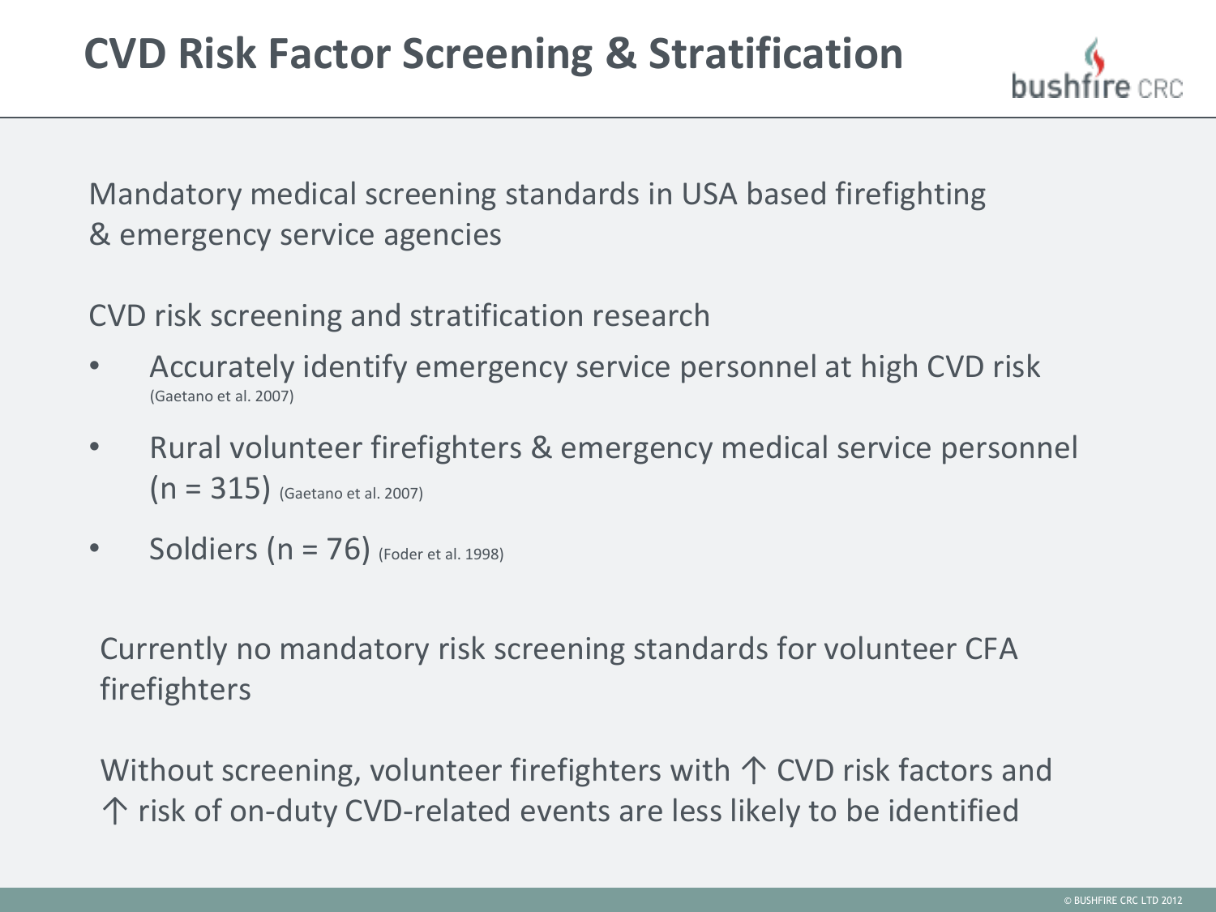# CVD Risk Factor Screening & Stratification

Mandatory medical screening standards in USA based firefighting & emergency service agencies

CVD risk screening and stratification research

- Accurately identify emergency service personnel at high CVD risk (Gaetano et al. 2007)
- Rural volunteer firefighters & emergency medical service personnel (n = 315) (Gaetano et al. 2007)
- Soldiers (n = 76) (Foder et al. 1998)

Currently no mandatory risk screening standards for volunteer CFA firefighters

Without screening, volunteer firefighters with ↑ CVD risk factors and ↑ risk of on-duty CVD-related events are less likely to be identified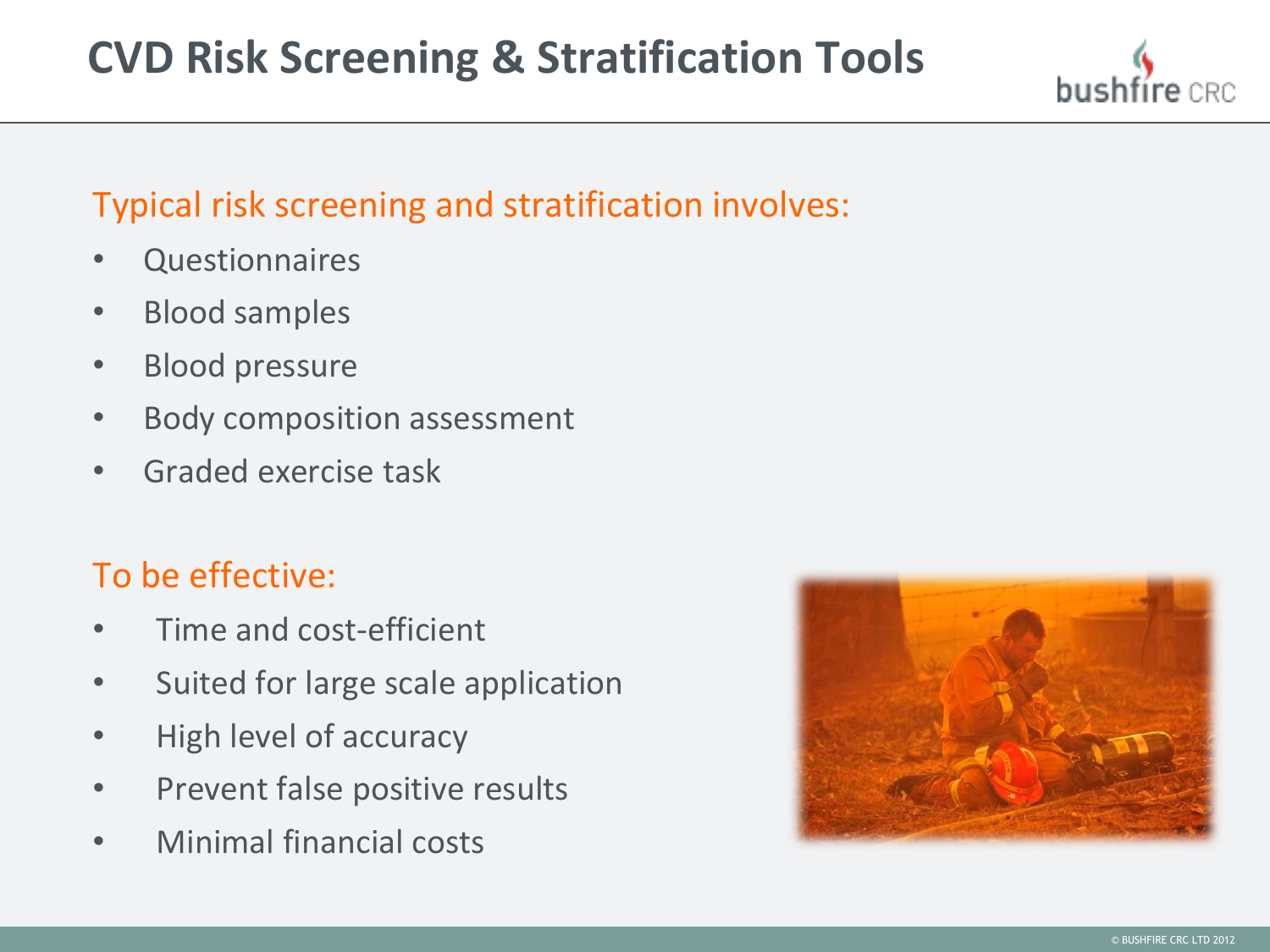# CVD Risk Screening & Stratification Tools

## Typical risk screening and stratification involves:

- Questionnaires
- Blood samples
- Blood pressure
- Body composition assessment
- Graded exercise task

## To be effective:

- Time and cost-efficient
- Suited for large scale application
- High level of accuracy
- Prevent false positive results
- Minimal financial costs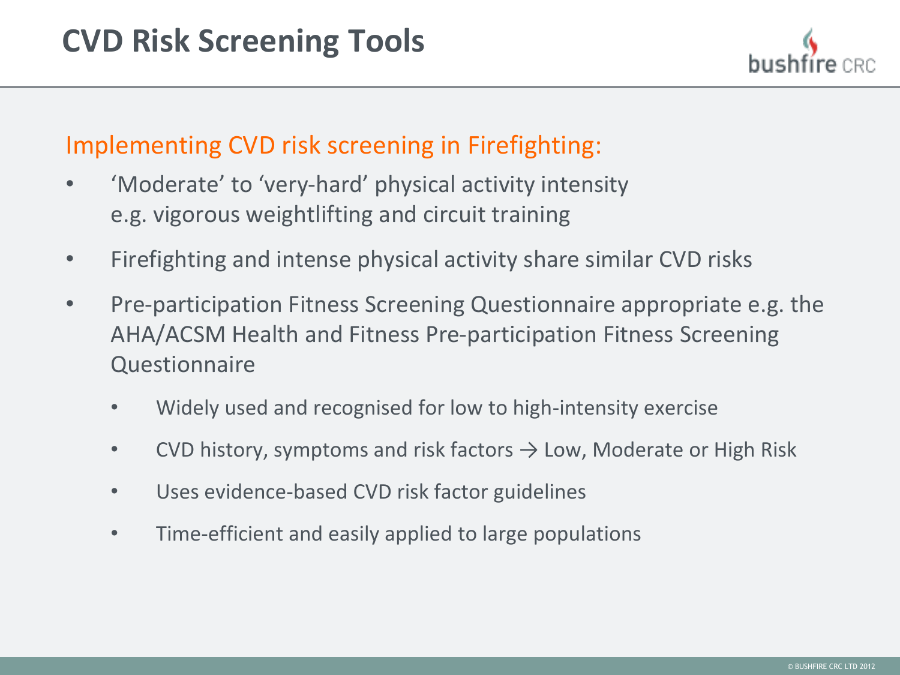# CVD Risk Screening Tools

## Implementing CVD risk screening in Firefighting:

- 'Moderate' to 'very-hard' physical activity intensity e.g. vigorous weightlifting and circuit training
- Firefighting and intense physical activity share similar CVD risks
- Pre-participation Fitness Screening Questionnaire appropriate e.g. the AHA/ACSM Health and Fitness Pre-participation Fitness Screening Questionnaire
    - Widely used and recognised for low to high-intensity exercise
    - CVD history, symptoms and risk factors → Low, Moderate or High Risk
    - Uses evidence-based CVD risk factor guidelines
    - Time-efficient and easily applied to large populations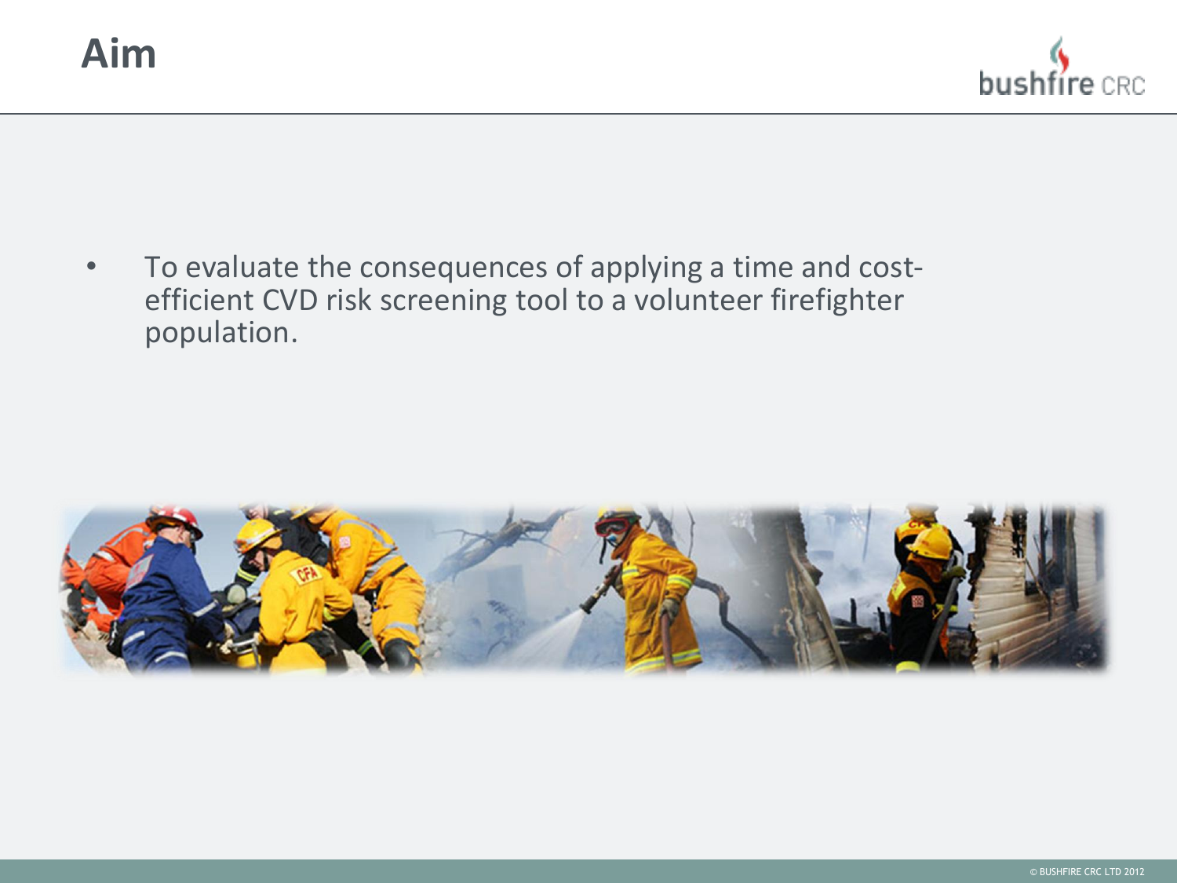# Aim

- To evaluate the consequences of applying a time and cost-efficient CVD risk screening tool to a volunteer firefighter population.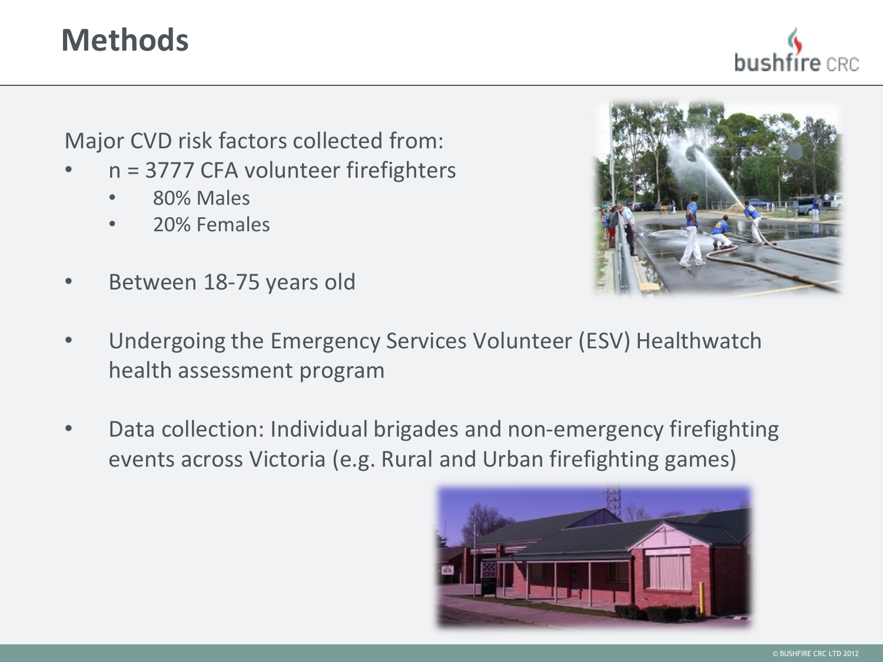# Methods

Major CVD risk factors collected from:

- n = 3777 CFA volunteer firefighters
  - 80% Males
  - 20% Females
- Between 18-75 years old
- Undergoing the Emergency Services Volunteer (ESV) Healthwatch health assessment program
- Data collection: Individual brigades and non-emergency firefighting events across Victoria (e.g. Rural and Urban firefighting games)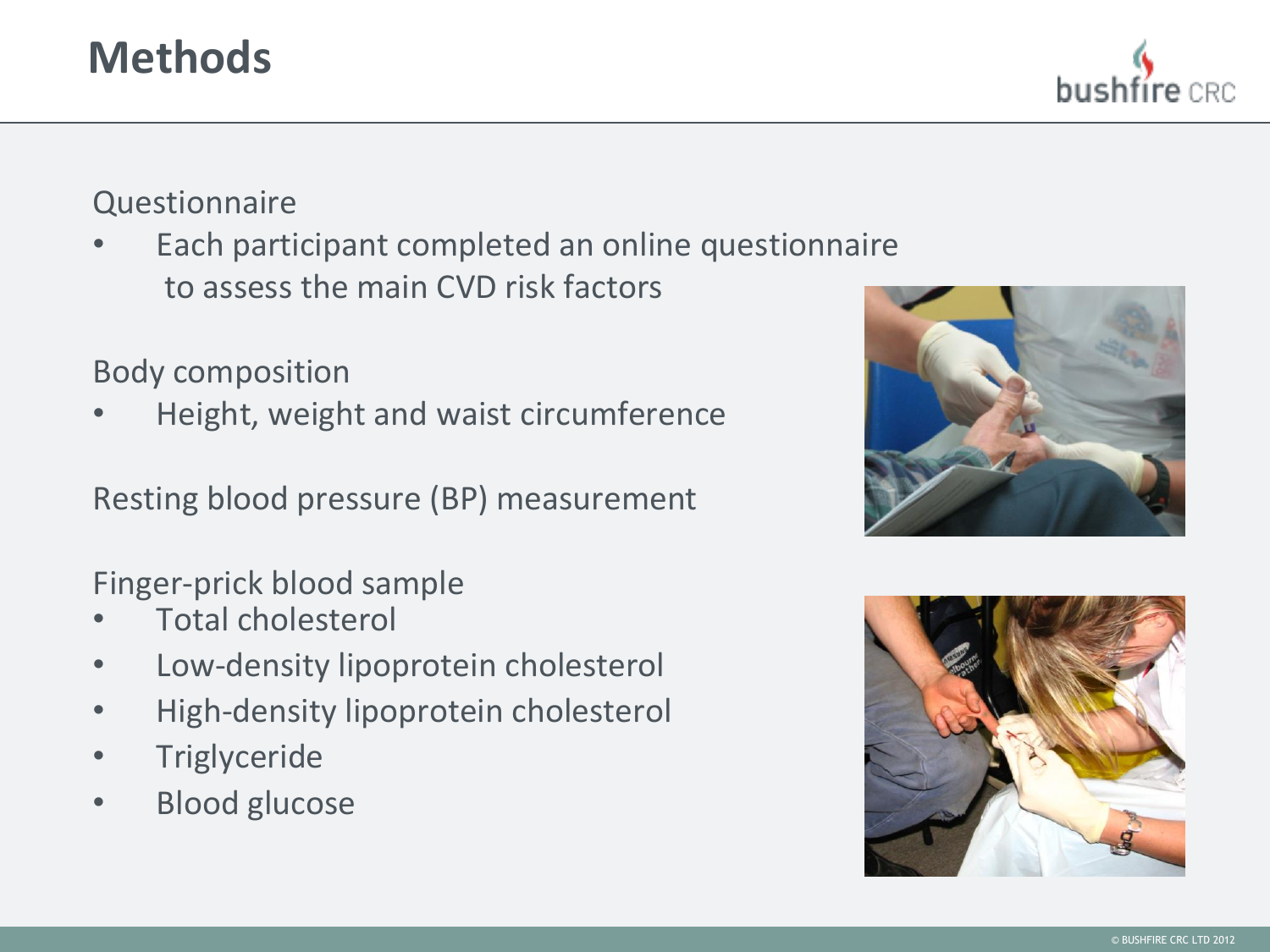# Methods

Questionnaire

- Each participant completed an online questionnaire to assess the main CVD risk factors

Body composition

- Height, weight and waist circumference

Resting blood pressure (BP) measurement

Finger-prick blood sample

- Total cholesterol
- Low-density lipoprotein cholesterol
- High-density lipoprotein cholesterol
- Triglyceride
- Blood glucose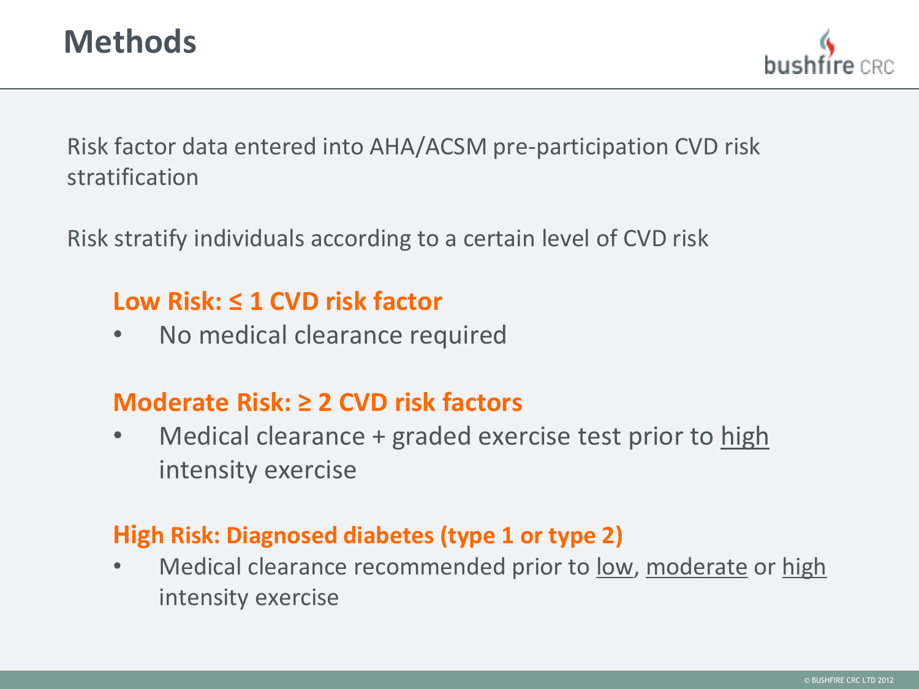# Methods

Risk factor data entered into AHA/ACSM pre-participation CVD risk stratification

Risk stratify individuals according to a certain level of CVD risk

### Low Risk: ≤ 1 CVD risk factor

- No medical clearance required

### Moderate Risk: ≥ 2 CVD risk factors

- Medical clearance + graded exercise test prior to high intensity exercise

### High Risk: Diagnosed diabetes (type 1 or type 2)

- Medical clearance recommended prior to low, moderate or high intensity exercise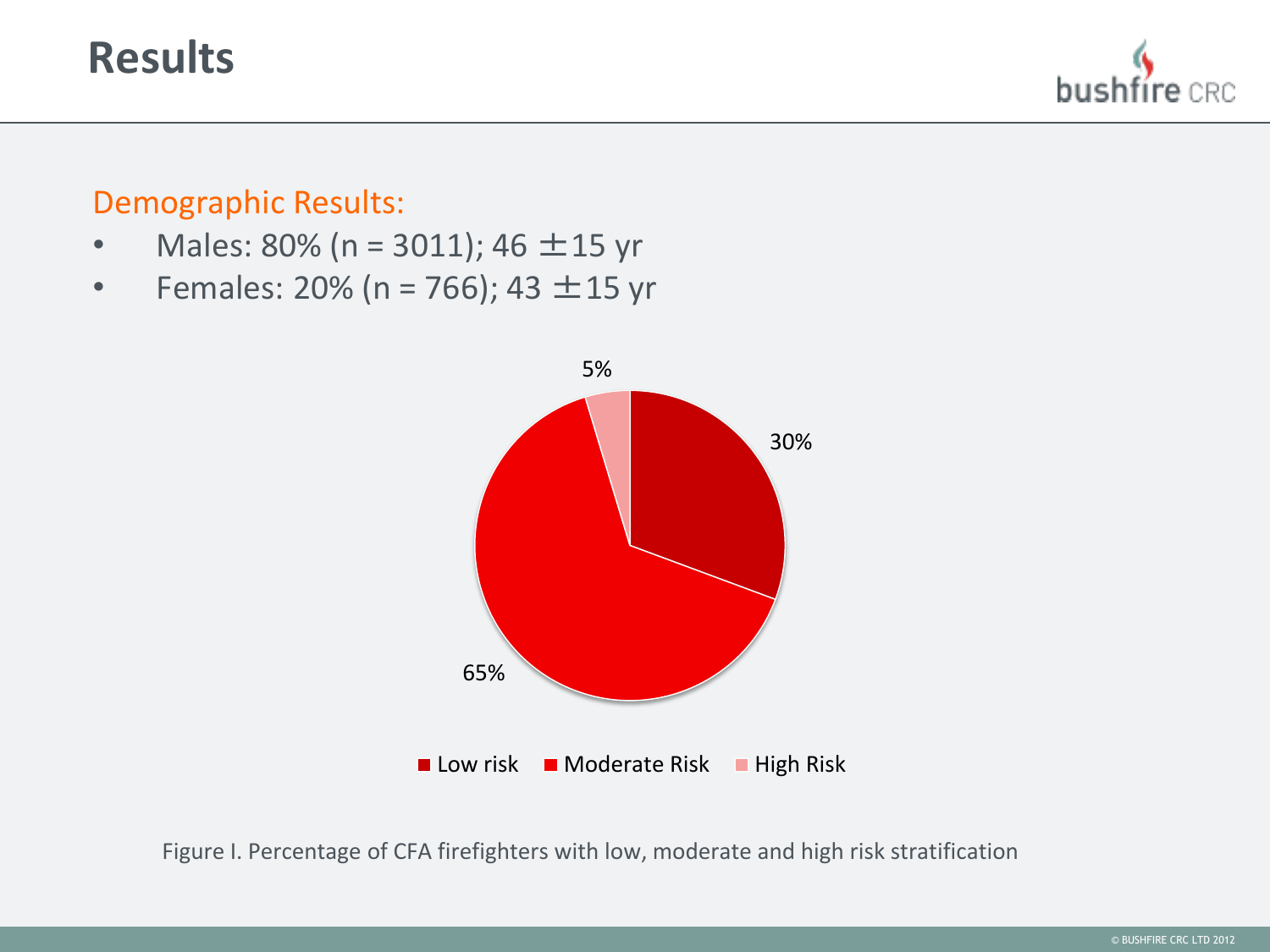# Results

## Demographic Results:

- Males: 80% (n = 3011); 46 ±15 yr
- Females: 20% (n = 766); 43 ±15 yr

5%

30%

65%

Low risk | Moderate Risk | High Risk

Figure I. Percentage of CFA firefighters with low, moderate and high risk stratification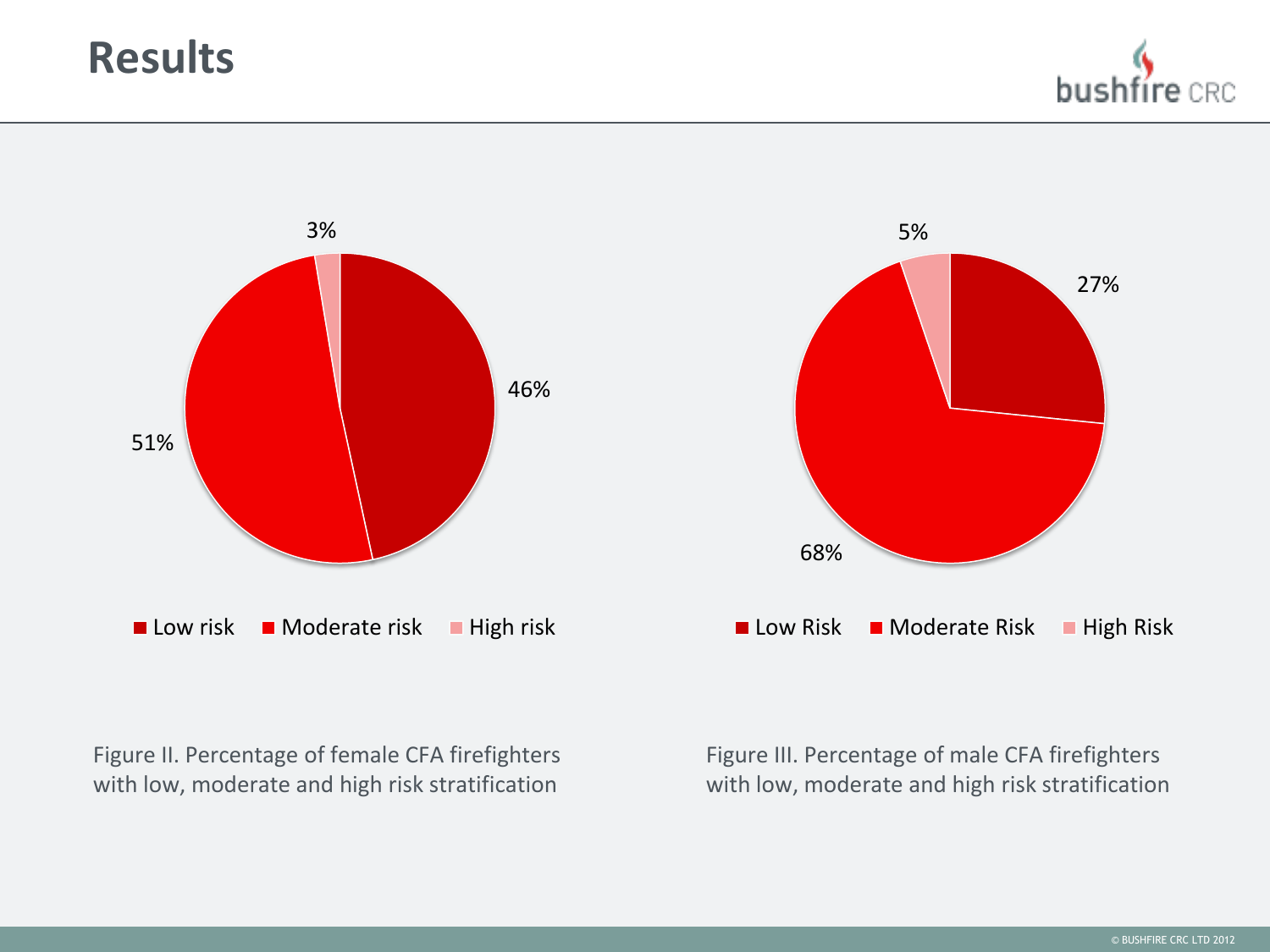# Results

3%

46%

51%

■ Low risk ■ Moderate risk ■ High risk

Figure II. Percentage of female CFA firefighters with low, moderate and high risk stratification

5%

27%

68%

■ Low Risk ■ Moderate Risk ■ High Risk

Figure III. Percentage of male CFA firefighters with low, moderate and high risk stratification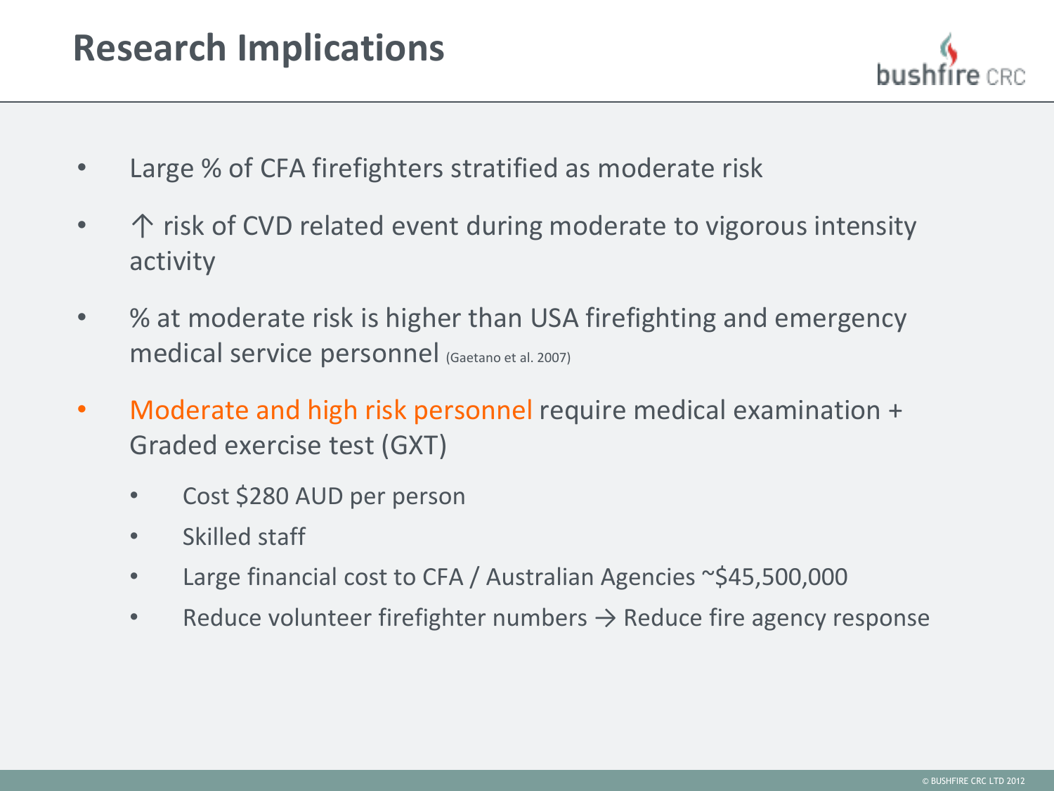# Research Implications

- Large % of CFA firefighters stratified as moderate risk
- ↑ risk of CVD related event during moderate to vigorous intensity activity
- % at moderate risk is higher than USA firefighting and emergency medical service personnel (Gaetano et al. 2007)
- Moderate and high risk personnel require medical examination + Graded exercise test (GXT)
  - Cost $280 AUD per person
  - Skilled staff
  - Large financial cost to CFA / Australian Agencies ~$45,500,000
  - Reduce volunteer firefighter numbers → Reduce fire agency response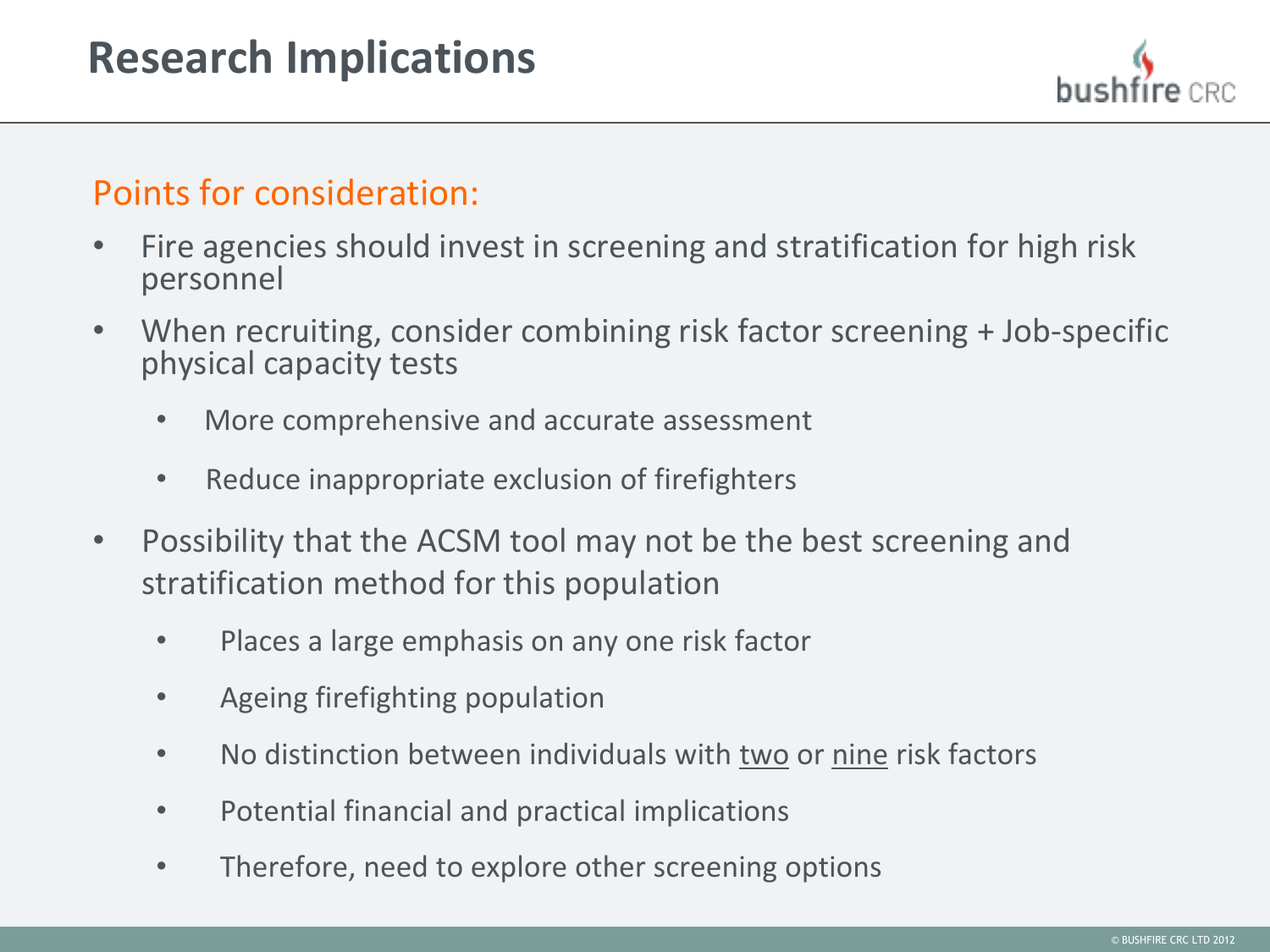# Research Implications

## Points for consideration:

- Fire agencies should invest in screening and stratification for high risk personnel
- When recruiting, consider combining risk factor screening + Job-specific physical capacity tests
  - More comprehensive and accurate assessment
  - Reduce inappropriate exclusion of firefighters
- Possibility that the ACSM tool may not be the best screening and stratification method for this population
  - Places a large emphasis on any one risk factor
  - Ageing firefighting population
  - No distinction between individuals with two or nine risk factors
  - Potential financial and practical implications
  - Therefore, need to explore other screening options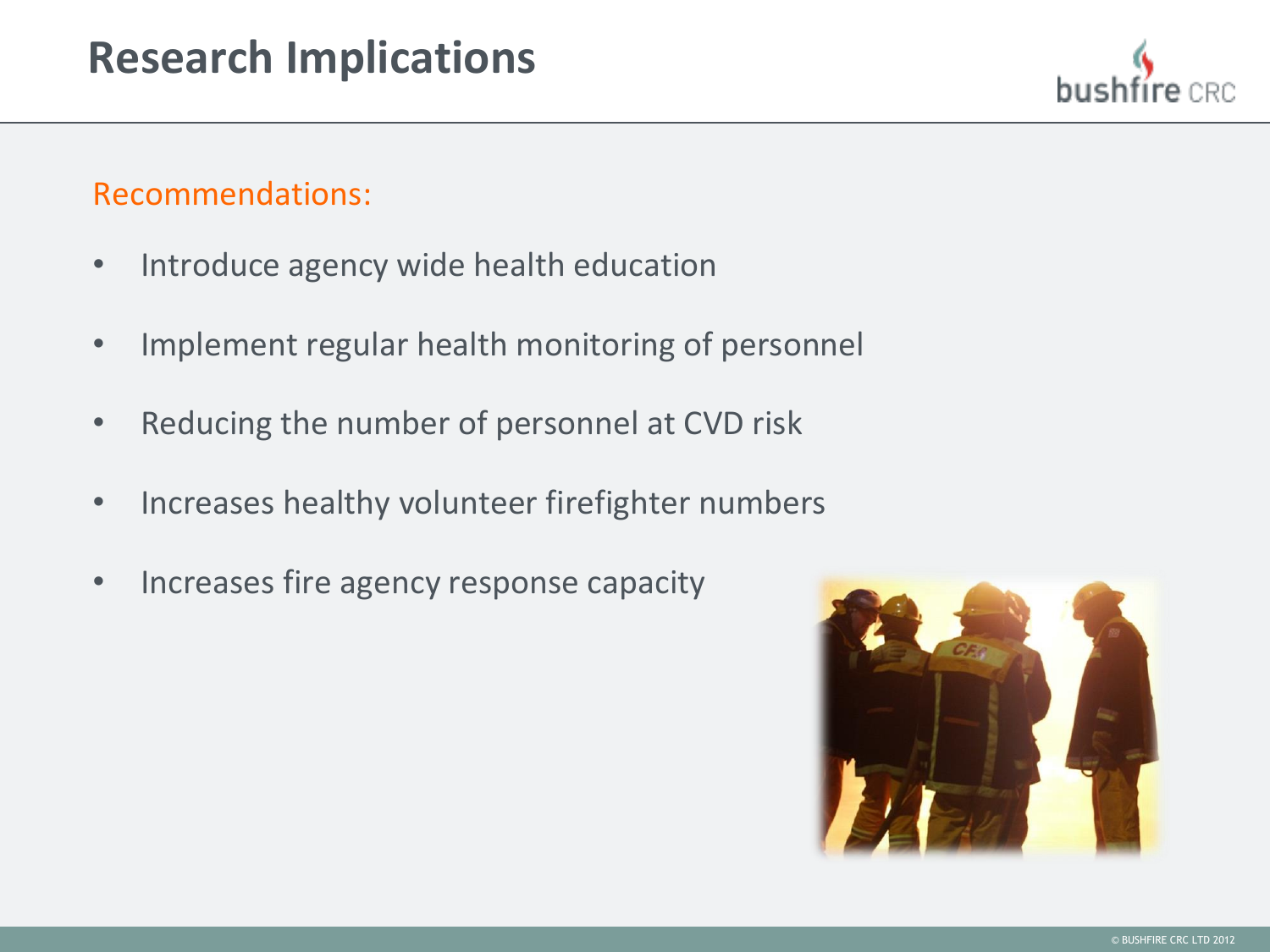# Research Implications

Recommendations:

- Introduce agency wide health education
- Implement regular health monitoring of personnel
- Reducing the number of personnel at CVD risk
- Increases healthy volunteer firefighter numbers
- Increases fire agency response capacity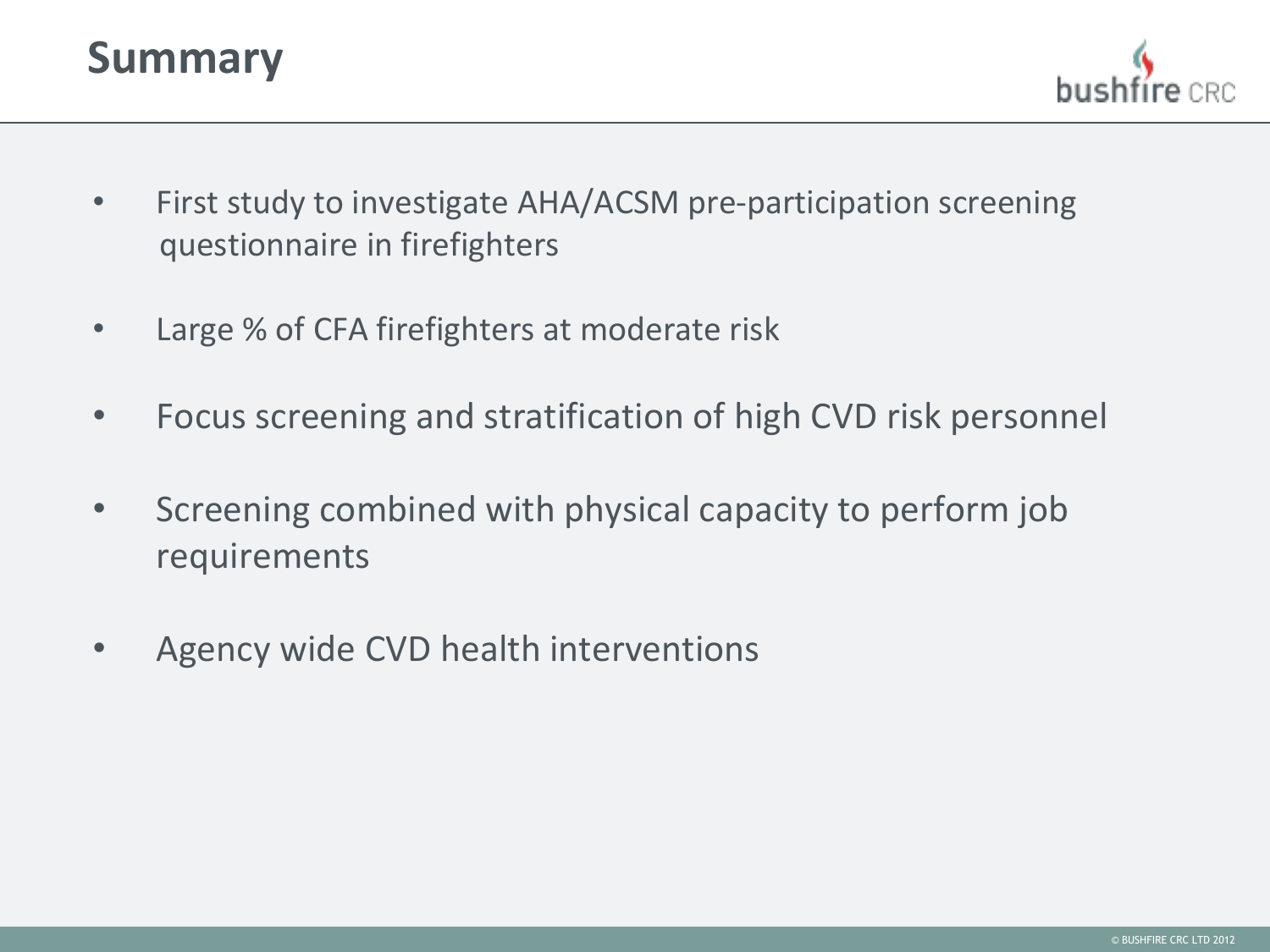# Summary

- First study to investigate AHA/ACSM pre-participation screening questionnaire in firefighters
- Large % of CFA firefighters at moderate risk
- Focus screening and stratification of high CVD risk personnel
- Screening combined with physical capacity to perform job requirements
- Agency wide CVD health interventions